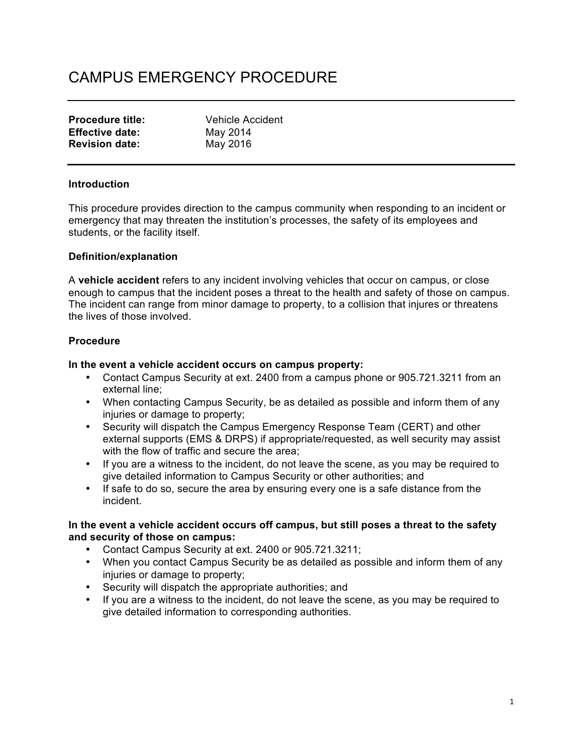# CAMPUS EMERGENCY PROCEDURE

**Procedure title:** Vehicle Accident
**Effective date:** May 2014
**Revision date:** May 2016

**Introduction**

This procedure provides direction to the campus community when responding to an incident or emergency that may threaten the institution's processes, the safety of its employees and students, or the facility itself.

**Definition/explanation**

A **vehicle accident** refers to any incident involving vehicles that occur on campus, or close enough to campus that the incident poses a threat to the health and safety of those on campus. The incident can range from minor damage to property, to a collision that injures or threatens the lives of those involved.

**Procedure**

**In the event a vehicle accident occurs on campus property:**

- Contact Campus Security at ext. 2400 from a campus phone or 905.721.3211 from an external line;
- When contacting Campus Security, be as detailed as possible and inform them of any injuries or damage to property;
- Security will dispatch the Campus Emergency Response Team (CERT) and other external supports (EMS & DRPS) if appropriate/requested, as well security may assist with the flow of traffic and secure the area;
- If you are a witness to the incident, do not leave the scene, as you may be required to give detailed information to Campus Security or other authorities; and
- If safe to do so, secure the area by ensuring every one is a safe distance from the incident.

**In the event a vehicle accident occurs off campus, but still poses a threat to the safety and security of those on campus:**

- Contact Campus Security at ext. 2400 or 905.721.3211;
- When you contact Campus Security be as detailed as possible and inform them of any injuries or damage to property;
- Security will dispatch the appropriate authorities; and
- If you are a witness to the incident, do not leave the scene, as you may be required to give detailed information to corresponding authorities.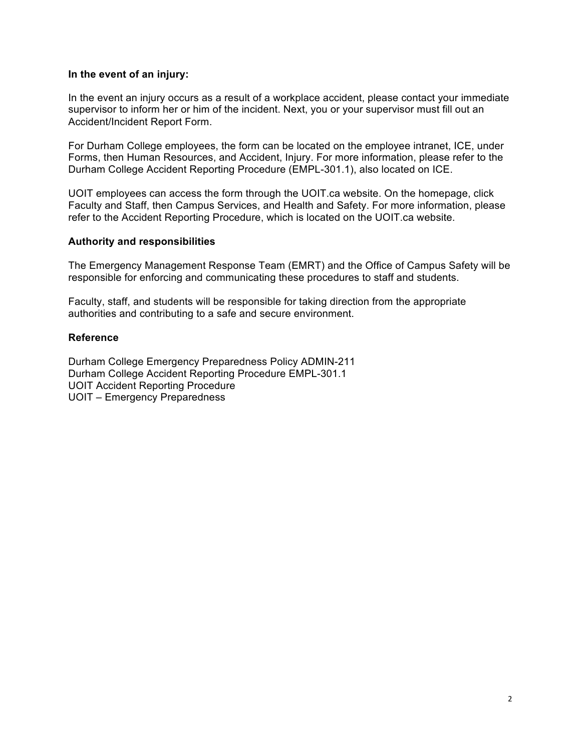**In the event of an injury:**

In the event an injury occurs as a result of a workplace accident, please contact your immediate supervisor to inform her or him of the incident. Next, you or your supervisor must fill out an Accident/Incident Report Form.

For Durham College employees, the form can be located on the employee intranet, ICE, under Forms, then Human Resources, and Accident, Injury. For more information, please refer to the Durham College Accident Reporting Procedure (EMPL-301.1), also located on ICE.

UOIT employees can access the form through the UOIT.ca website. On the homepage, click Faculty and Staff, then Campus Services, and Health and Safety. For more information, please refer to the Accident Reporting Procedure, which is located on the UOIT.ca website.

**Authority and responsibilities**

The Emergency Management Response Team (EMRT) and the Office of Campus Safety will be responsible for enforcing and communicating these procedures to staff and students.

Faculty, staff, and students will be responsible for taking direction from the appropriate authorities and contributing to a safe and secure environment.

**Reference**

Durham College Emergency Preparedness Policy ADMIN-211
Durham College Accident Reporting Procedure EMPL-301.1
UOIT Accident Reporting Procedure
UOIT – Emergency Preparedness